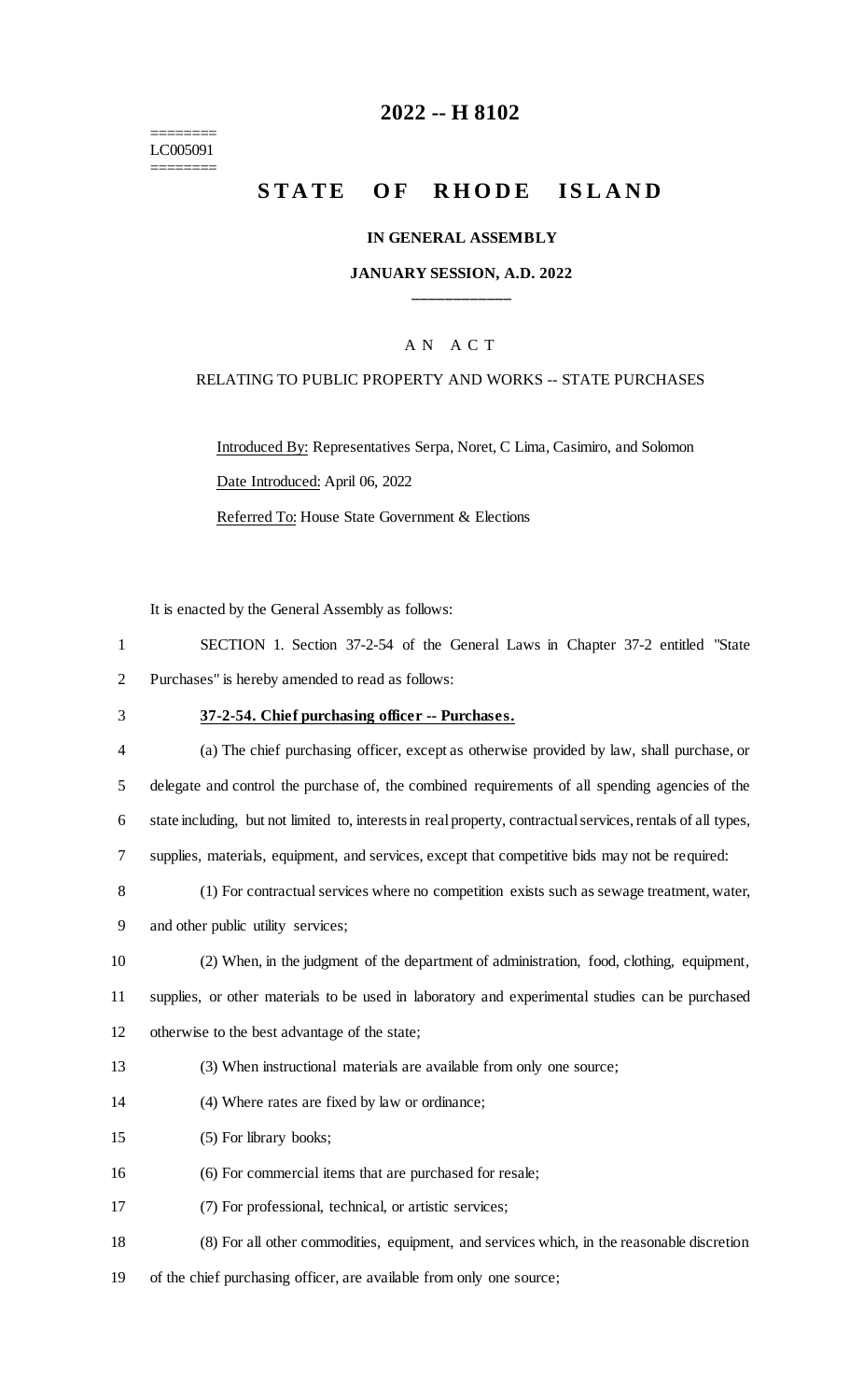========
LC005091
========

# 2022 -- H 8102

## STATE OF RHODE ISLAND

### IN GENERAL ASSEMBLY

### JANUARY SESSION, A.D. 2022

____________

A N A C T

RELATING TO PUBLIC PROPERTY AND WORKS -- STATE PURCHASES

Introduced By: Representatives Serpa, Noret, C Lima, Casimiro, and Solomon

Date Introduced: April 06, 2022

Referred To: House State Government & Elections

It is enacted by the General Assembly as follows:

1 SECTION 1. Section 37-2-54 of the General Laws in Chapter 37-2 entitled "State
2 Purchases" is hereby amended to read as follows:

3 **37-2-54. Chief purchasing officer -- Purchases.**

4 (a) The chief purchasing officer, except as otherwise provided by law, shall purchase, or
5 delegate and control the purchase of, the combined requirements of all spending agencies of the
6 state including, but not limited to, interests in real property, contractual services, rentals of all types,
7 supplies, materials, equipment, and services, except that competitive bids may not be required:

8 (1) For contractual services where no competition exists such as sewage treatment, water,
9 and other public utility services;

10 (2) When, in the judgment of the department of administration, food, clothing, equipment,
11 supplies, or other materials to be used in laboratory and experimental studies can be purchased
12 otherwise to the best advantage of the state;

13 (3) When instructional materials are available from only one source;

14 (4) Where rates are fixed by law or ordinance;

15 (5) For library books;

16 (6) For commercial items that are purchased for resale;

17 (7) For professional, technical, or artistic services;

18 (8) For all other commodities, equipment, and services which, in the reasonable discretion
19 of the chief purchasing officer, are available from only one source;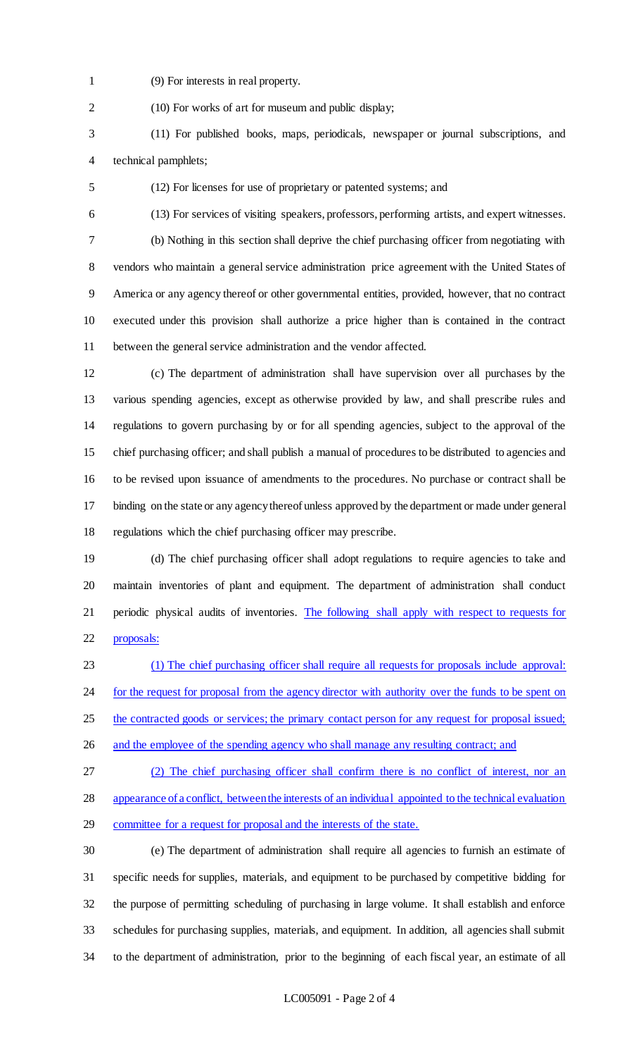(9) For interests in real property.

(10) For works of art for museum and public display;

(11) For published books, maps, periodicals, newspaper or journal subscriptions, and technical pamphlets;

(12) For licenses for use of proprietary or patented systems; and

(13) For services of visiting speakers, professors, performing artists, and expert witnesses.

(b) Nothing in this section shall deprive the chief purchasing officer from negotiating with vendors who maintain a general service administration price agreement with the United States of America or any agency thereof or other governmental entities, provided, however, that no contract executed under this provision shall authorize a price higher than is contained in the contract between the general service administration and the vendor affected.

(c) The department of administration shall have supervision over all purchases by the various spending agencies, except as otherwise provided by law, and shall prescribe rules and regulations to govern purchasing by or for all spending agencies, subject to the approval of the chief purchasing officer; and shall publish a manual of procedures to be distributed to agencies and to be revised upon issuance of amendments to the procedures. No purchase or contract shall be binding on the state or any agency thereof unless approved by the department or made under general regulations which the chief purchasing officer may prescribe.

(d) The chief purchasing officer shall adopt regulations to require agencies to take and maintain inventories of plant and equipment. The department of administration shall conduct periodic physical audits of inventories. <u>The following shall apply with respect to requests for proposals:</u>

<u>(1) The chief purchasing officer shall require all requests for proposals include approval: for the request for proposal from the agency director with authority over the funds to be spent on the contracted goods or services; the primary contact person for any request for proposal issued; and the employee of the spending agency who shall manage any resulting contract; and</u>

<u>(2) The chief purchasing officer shall confirm there is no conflict of interest, nor an appearance of a conflict, between the interests of an individual appointed to the technical evaluation committee for a request for proposal and the interests of the state.</u>

(e) The department of administration shall require all agencies to furnish an estimate of specific needs for supplies, materials, and equipment to be purchased by competitive bidding for the purpose of permitting scheduling of purchasing in large volume. It shall establish and enforce schedules for purchasing supplies, materials, and equipment. In addition, all agencies shall submit to the department of administration, prior to the beginning of each fiscal year, an estimate of all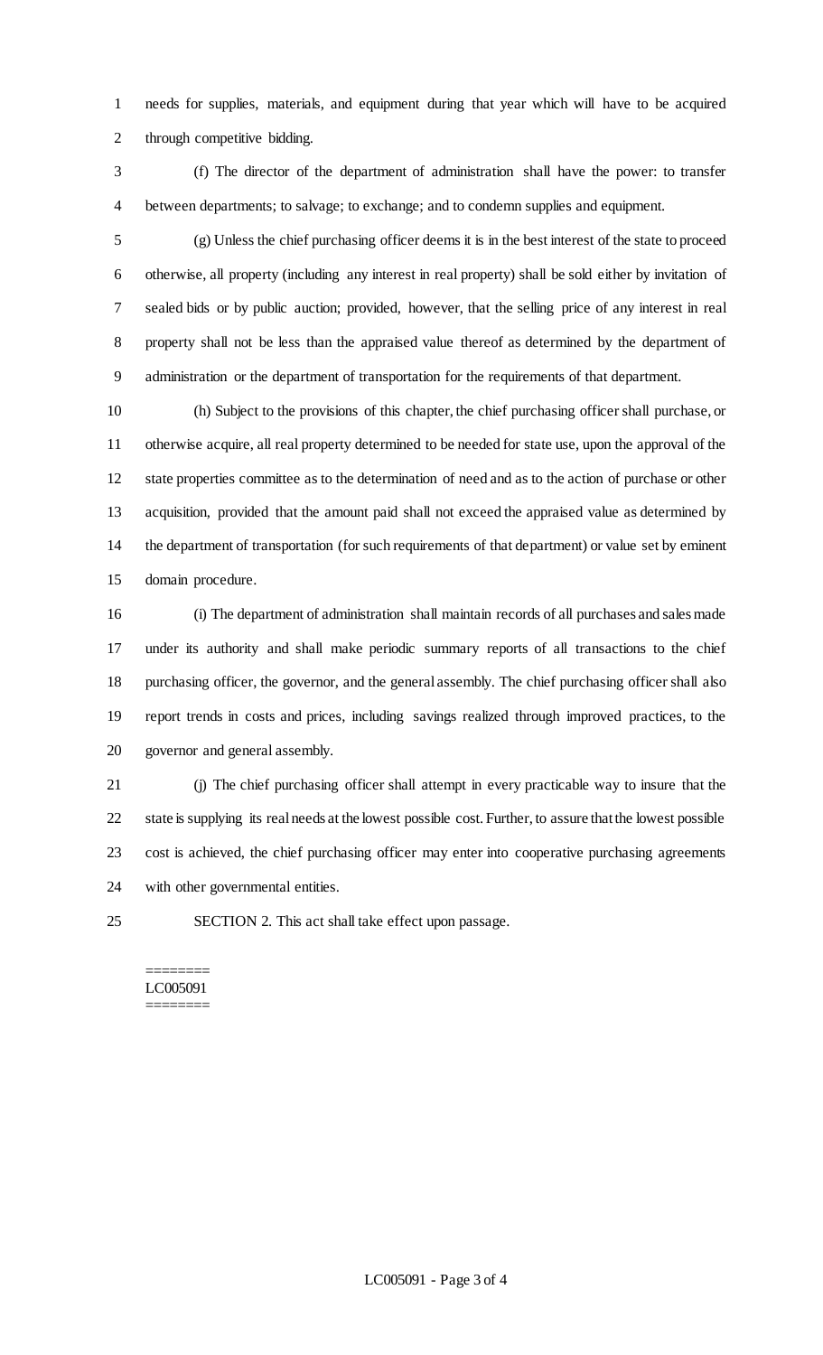needs for supplies, materials, and equipment during that year which will have to be acquired through competitive bidding.

(f) The director of the department of administration shall have the power: to transfer between departments; to salvage; to exchange; and to condemn supplies and equipment.

(g) Unless the chief purchasing officer deems it is in the best interest of the state to proceed otherwise, all property (including any interest in real property) shall be sold either by invitation of sealed bids or by public auction; provided, however, that the selling price of any interest in real property shall not be less than the appraised value thereof as determined by the department of administration or the department of transportation for the requirements of that department.

(h) Subject to the provisions of this chapter, the chief purchasing officer shall purchase, or otherwise acquire, all real property determined to be needed for state use, upon the approval of the state properties committee as to the determination of need and as to the action of purchase or other acquisition, provided that the amount paid shall not exceed the appraised value as determined by the department of transportation (for such requirements of that department) or value set by eminent domain procedure.

(i) The department of administration shall maintain records of all purchases and sales made under its authority and shall make periodic summary reports of all transactions to the chief purchasing officer, the governor, and the general assembly. The chief purchasing officer shall also report trends in costs and prices, including savings realized through improved practices, to the governor and general assembly.

(j) The chief purchasing officer shall attempt in every practicable way to insure that the state is supplying its real needs at the lowest possible cost. Further, to assure that the lowest possible cost is achieved, the chief purchasing officer may enter into cooperative purchasing agreements with other governmental entities.

SECTION 2. This act shall take effect upon passage.

========
LC005091
========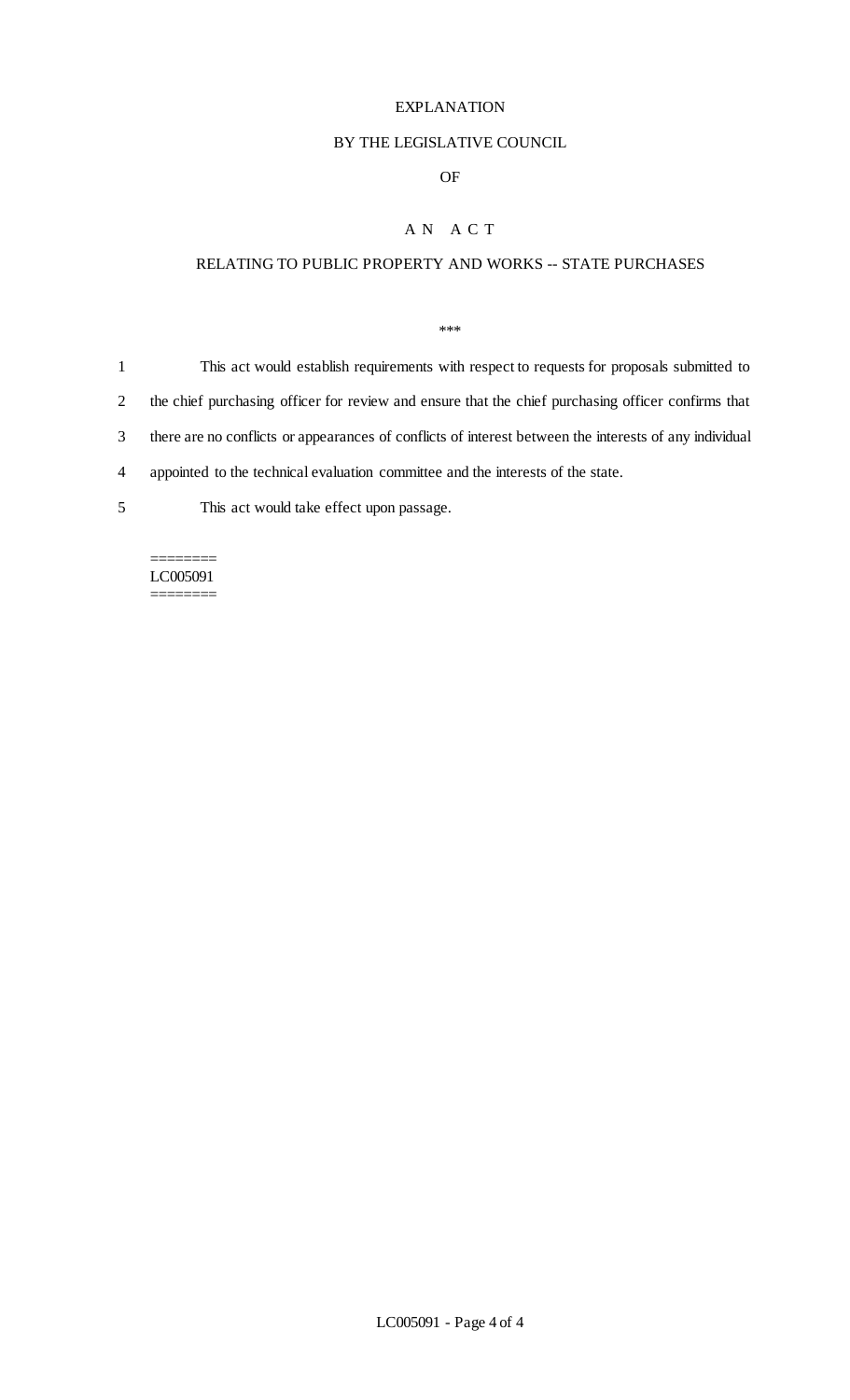EXPLANATION

BY THE LEGISLATIVE COUNCIL

OF

A N A C T

RELATING TO PUBLIC PROPERTY AND WORKS -- STATE PURCHASES

***

1 This act would establish requirements with respect to requests for proposals submitted to
2 the chief purchasing officer for review and ensure that the chief purchasing officer confirms that
3 there are no conflicts or appearances of conflicts of interest between the interests of any individual
4 appointed to the technical evaluation committee and the interests of the state.
5 This act would take effect upon passage.

========
LC005091
========